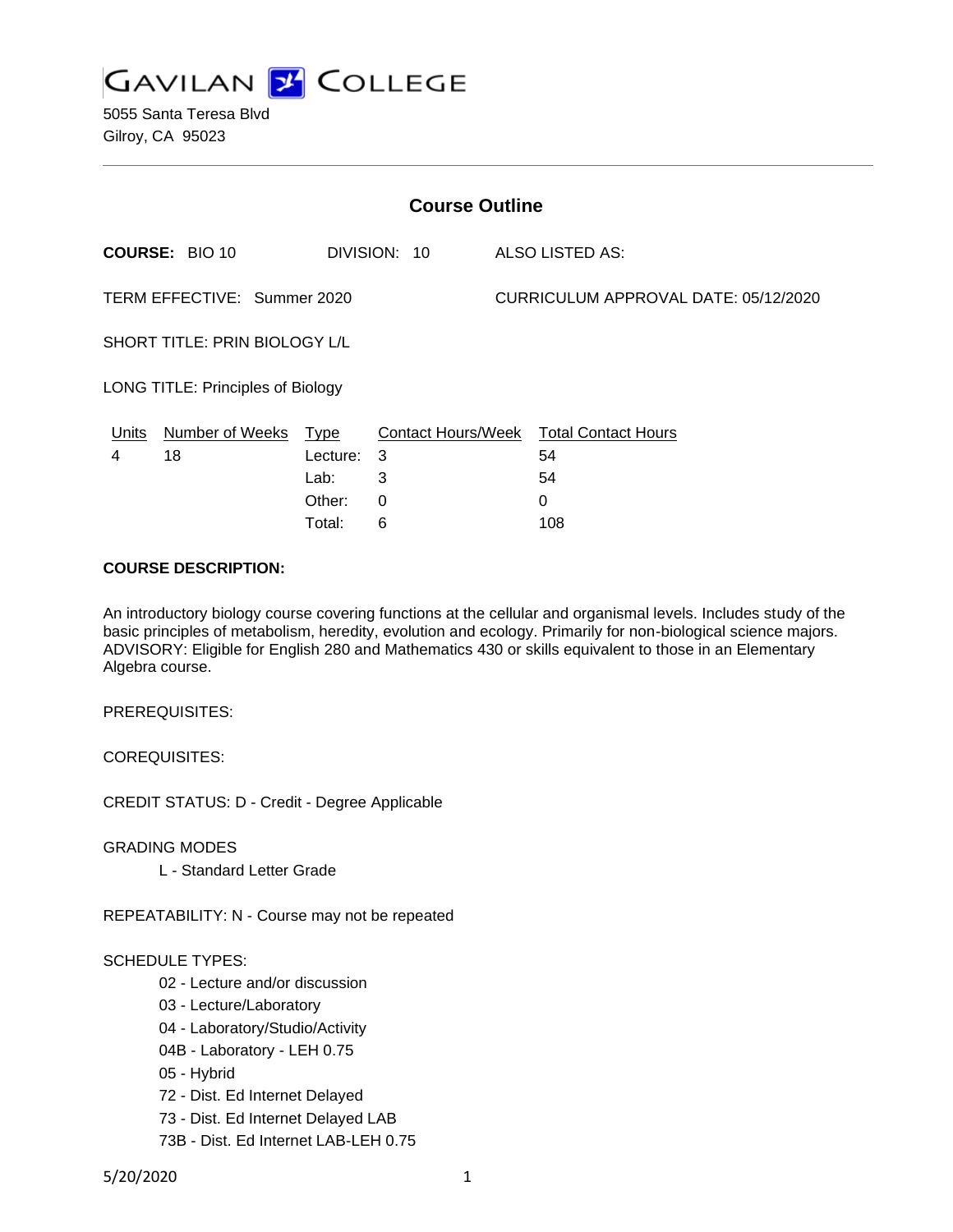# GAVILAN COLLEGE

5055 Santa Teresa Blvd
Gilroy, CA 95023

## Course Outline

**COURSE:** BIO 10 DIVISION: 10 ALSO LISTED AS:

TERM EFFECTIVE: Summer 2020 CURRICULUM APPROVAL DATE: 05/12/2020

SHORT TITLE: PRIN BIOLOGY L/L

LONG TITLE: Principles of Biology

| Units | Number of Weeks | Type | Contact Hours/Week | Total Contact Hours |
|---|---|---|---|---|
| 4 | 18 | Lecture: | 3 | 54 |
| | | Lab: | 3 | 54 |
| | | Other: | 0 | 0 |
| | | Total: | 6 | 108 |

**COURSE DESCRIPTION:**

An introductory biology course covering functions at the cellular and organismal levels. Includes study of the basic principles of metabolism, heredity, evolution and ecology. Primarily for non-biological science majors. ADVISORY: Eligible for English 280 and Mathematics 430 or skills equivalent to those in an Elementary Algebra course.

PREREQUISITES:

COREQUISITES:

CREDIT STATUS: D - Credit - Degree Applicable

GRADING MODES

L - Standard Letter Grade

REPEATABILITY: N - Course may not be repeated

SCHEDULE TYPES:

02 - Lecture and/or discussion
03 - Lecture/Laboratory
04 - Laboratory/Studio/Activity
04B - Laboratory - LEH 0.75
05 - Hybrid
72 - Dist. Ed Internet Delayed
73 - Dist. Ed Internet Delayed LAB
73B - Dist. Ed Internet LAB-LEH 0.75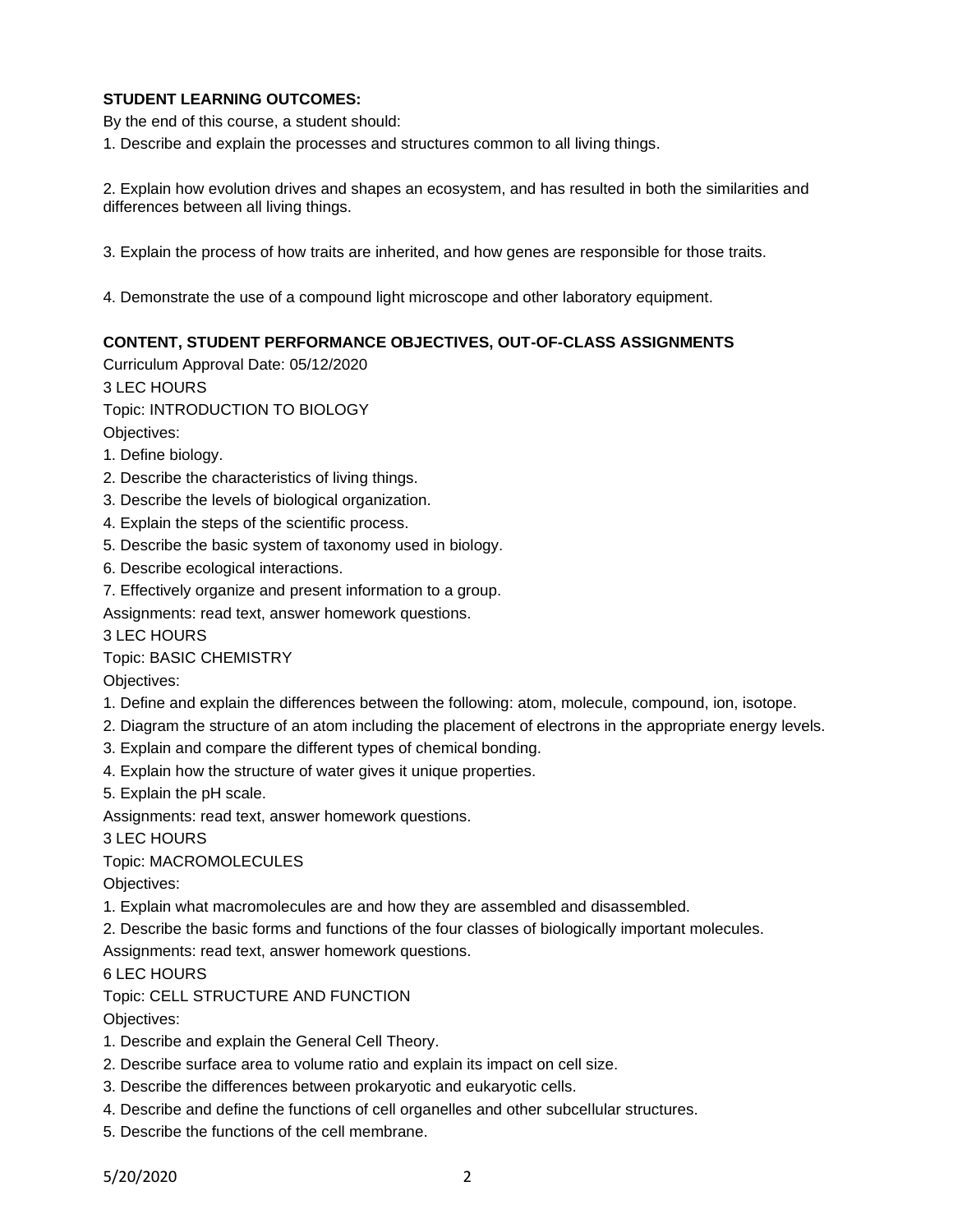**STUDENT LEARNING OUTCOMES:**

By the end of this course, a student should:

1. Describe and explain the processes and structures common to all living things.

2. Explain how evolution drives and shapes an ecosystem, and has resulted in both the similarities and differences between all living things.

3. Explain the process of how traits are inherited, and how genes are responsible for those traits.

4. Demonstrate the use of a compound light microscope and other laboratory equipment.

**CONTENT, STUDENT PERFORMANCE OBJECTIVES, OUT-OF-CLASS ASSIGNMENTS**

Curriculum Approval Date: 05/12/2020

3 LEC HOURS

Topic: INTRODUCTION TO BIOLOGY

Objectives:

1. Define biology.
2. Describe the characteristics of living things.
3. Describe the levels of biological organization.
4. Explain the steps of the scientific process.
5. Describe the basic system of taxonomy used in biology.
6. Describe ecological interactions.
7. Effectively organize and present information to a group.

Assignments: read text, answer homework questions.

3 LEC HOURS

Topic: BASIC CHEMISTRY

Objectives:

1. Define and explain the differences between the following: atom, molecule, compound, ion, isotope.
2. Diagram the structure of an atom including the placement of electrons in the appropriate energy levels.
3. Explain and compare the different types of chemical bonding.
4. Explain how the structure of water gives it unique properties.
5. Explain the pH scale.

Assignments: read text, answer homework questions.

3 LEC HOURS

Topic: MACROMOLECULES

Objectives:

1. Explain what macromolecules are and how they are assembled and disassembled.
2. Describe the basic forms and functions of the four classes of biologically important molecules.

Assignments: read text, answer homework questions.

6 LEC HOURS

Topic: CELL STRUCTURE AND FUNCTION

Objectives:

1. Describe and explain the General Cell Theory.
2. Describe surface area to volume ratio and explain its impact on cell size.
3. Describe the differences between prokaryotic and eukaryotic cells.
4. Describe and define the functions of cell organelles and other subcellular structures.
5. Describe the functions of the cell membrane.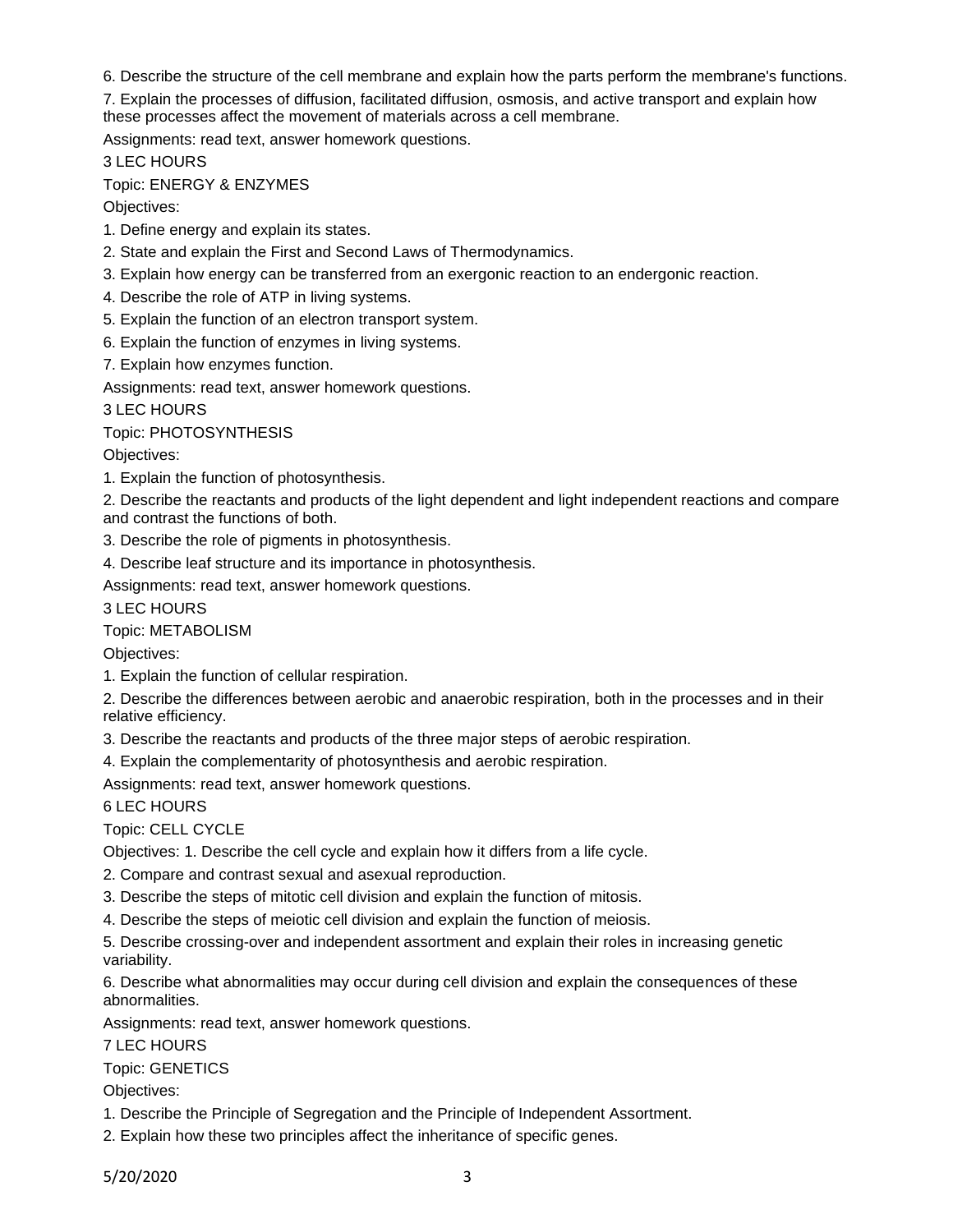6. Describe the structure of the cell membrane and explain how the parts perform the membrane's functions.

7. Explain the processes of diffusion, facilitated diffusion, osmosis, and active transport and explain how these processes affect the movement of materials across a cell membrane.

Assignments: read text, answer homework questions.

3 LEC HOURS

Topic: ENERGY & ENZYMES

Objectives:

1. Define energy and explain its states.
2. State and explain the First and Second Laws of Thermodynamics.
3. Explain how energy can be transferred from an exergonic reaction to an endergonic reaction.
4. Describe the role of ATP in living systems.
5. Explain the function of an electron transport system.
6. Explain the function of enzymes in living systems.
7. Explain how enzymes function.

Assignments: read text, answer homework questions.

3 LEC HOURS

Topic: PHOTOSYNTHESIS

Objectives:

1. Explain the function of photosynthesis.
2. Describe the reactants and products of the light dependent and light independent reactions and compare and contrast the functions of both.
3. Describe the role of pigments in photosynthesis.
4. Describe leaf structure and its importance in photosynthesis.

Assignments: read text, answer homework questions.

3 LEC HOURS

Topic: METABOLISM

Objectives:

1. Explain the function of cellular respiration.
2. Describe the differences between aerobic and anaerobic respiration, both in the processes and in their relative efficiency.
3. Describe the reactants and products of the three major steps of aerobic respiration.
4. Explain the complementarity of photosynthesis and aerobic respiration.

Assignments: read text, answer homework questions.

6 LEC HOURS

Topic: CELL CYCLE

Objectives: 1. Describe the cell cycle and explain how it differs from a life cycle.

2. Compare and contrast sexual and asexual reproduction.
3. Describe the steps of mitotic cell division and explain the function of mitosis.
4. Describe the steps of meiotic cell division and explain the function of meiosis.
5. Describe crossing-over and independent assortment and explain their roles in increasing genetic variability.
6. Describe what abnormalities may occur during cell division and explain the consequences of these abnormalities.

Assignments: read text, answer homework questions.

7 LEC HOURS

Topic: GENETICS

Objectives:

1. Describe the Principle of Segregation and the Principle of Independent Assortment.
2. Explain how these two principles affect the inheritance of specific genes.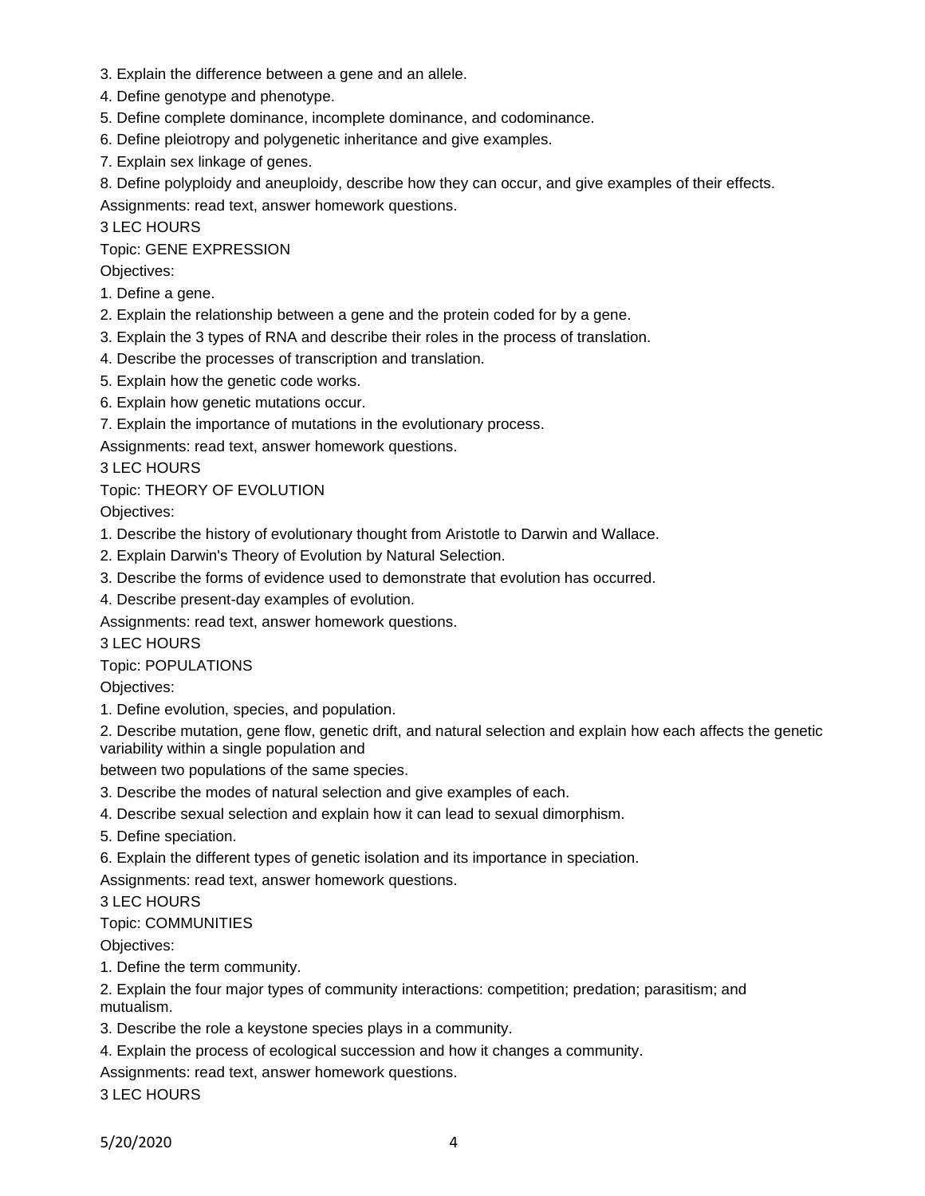3. Explain the difference between a gene and an allele.

4. Define genotype and phenotype.

5. Define complete dominance, incomplete dominance, and codominance.

6. Define pleiotropy and polygenetic inheritance and give examples.

7. Explain sex linkage of genes.

8. Define polyploidy and aneuploidy, describe how they can occur, and give examples of their effects.

Assignments: read text, answer homework questions.

3 LEC HOURS

Topic: GENE EXPRESSION

Objectives:

1. Define a gene.

2. Explain the relationship between a gene and the protein coded for by a gene.

3. Explain the 3 types of RNA and describe their roles in the process of translation.

4. Describe the processes of transcription and translation.

5. Explain how the genetic code works.

6. Explain how genetic mutations occur.

7. Explain the importance of mutations in the evolutionary process.

Assignments: read text, answer homework questions.

3 LEC HOURS

Topic: THEORY OF EVOLUTION

Objectives:

1. Describe the history of evolutionary thought from Aristotle to Darwin and Wallace.

2. Explain Darwin's Theory of Evolution by Natural Selection.

3. Describe the forms of evidence used to demonstrate that evolution has occurred.

4. Describe present-day examples of evolution.

Assignments: read text, answer homework questions.

3 LEC HOURS

Topic: POPULATIONS

Objectives:

1. Define evolution, species, and population.

2. Describe mutation, gene flow, genetic drift, and natural selection and explain how each affects the genetic variability within a single population and between two populations of the same species.

3. Describe the modes of natural selection and give examples of each.

4. Describe sexual selection and explain how it can lead to sexual dimorphism.

5. Define speciation.

6. Explain the different types of genetic isolation and its importance in speciation.

Assignments: read text, answer homework questions.

3 LEC HOURS

Topic: COMMUNITIES

Objectives:

1. Define the term community.

2. Explain the four major types of community interactions: competition; predation; parasitism; and mutualism.

3. Describe the role a keystone species plays in a community.

4. Explain the process of ecological succession and how it changes a community.

Assignments: read text, answer homework questions.

3 LEC HOURS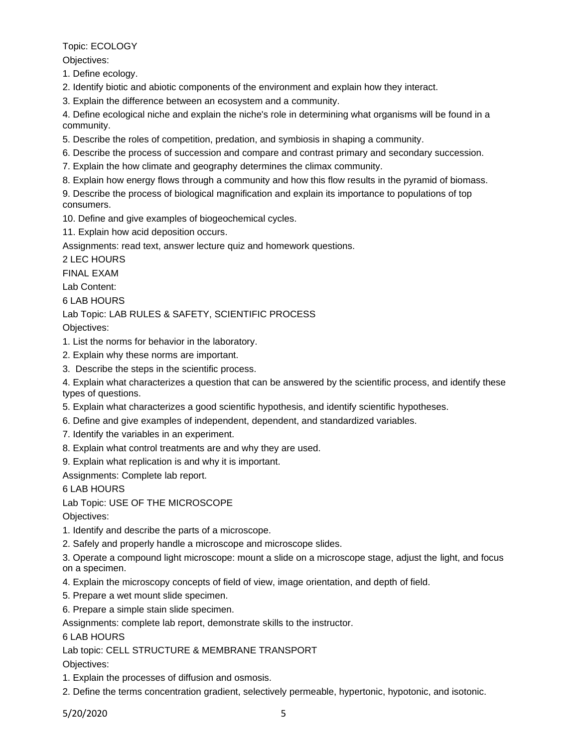Topic: ECOLOGY

Objectives:

1. Define ecology.
2. Identify biotic and abiotic components of the environment and explain how they interact.
3. Explain the difference between an ecosystem and a community.
4. Define ecological niche and explain the niche's role in determining what organisms will be found in a community.
5. Describe the roles of competition, predation, and symbiosis in shaping a community.
6. Describe the process of succession and compare and contrast primary and secondary succession.
7. Explain the how climate and geography determines the climax community.
8. Explain how energy flows through a community and how this flow results in the pyramid of biomass.
9. Describe the process of biological magnification and explain its importance to populations of top consumers.
10. Define and give examples of biogeochemical cycles.
11. Explain how acid deposition occurs.

Assignments: read text, answer lecture quiz and homework questions.

2 LEC HOURS

FINAL EXAM

Lab Content:

6 LAB HOURS

Lab Topic: LAB RULES & SAFETY, SCIENTIFIC PROCESS

Objectives:

1. List the norms for behavior in the laboratory.
2. Explain why these norms are important.
3. Describe the steps in the scientific process.
4. Explain what characterizes a question that can be answered by the scientific process, and identify these types of questions.
5. Explain what characterizes a good scientific hypothesis, and identify scientific hypotheses.
6. Define and give examples of independent, dependent, and standardized variables.
7. Identify the variables in an experiment.
8. Explain what control treatments are and why they are used.
9. Explain what replication is and why it is important.

Assignments: Complete lab report.

6 LAB HOURS

Lab Topic: USE OF THE MICROSCOPE

Objectives:

1. Identify and describe the parts of a microscope.
2. Safely and properly handle a microscope and microscope slides.
3. Operate a compound light microscope: mount a slide on a microscope stage, adjust the light, and focus on a specimen.
4. Explain the microscopy concepts of field of view, image orientation, and depth of field.
5. Prepare a wet mount slide specimen.
6. Prepare a simple stain slide specimen.

Assignments: complete lab report, demonstrate skills to the instructor.

6 LAB HOURS

Lab topic: CELL STRUCTURE & MEMBRANE TRANSPORT

Objectives:

1. Explain the processes of diffusion and osmosis.
2. Define the terms concentration gradient, selectively permeable, hypertonic, hypotonic, and isotonic.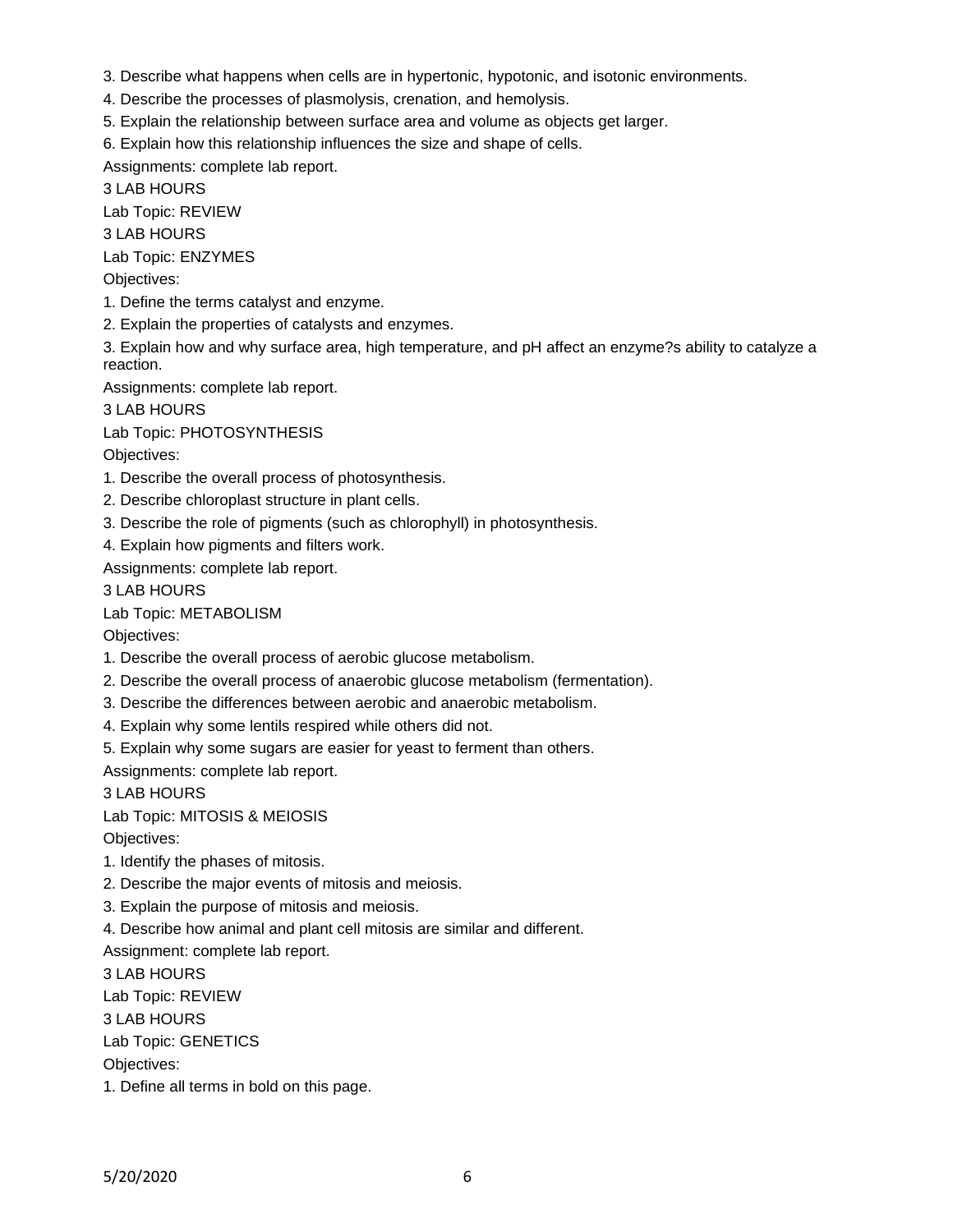3. Describe what happens when cells are in hypertonic, hypotonic, and isotonic environments.

4. Describe the processes of plasmolysis, crenation, and hemolysis.

5. Explain the relationship between surface area and volume as objects get larger.

6. Explain how this relationship influences the size and shape of cells.

Assignments: complete lab report.

3 LAB HOURS

Lab Topic: REVIEW

3 LAB HOURS

Lab Topic: ENZYMES

Objectives:

1. Define the terms catalyst and enzyme.

2. Explain the properties of catalysts and enzymes.

3. Explain how and why surface area, high temperature, and pH affect an enzyme?s ability to catalyze a reaction.

Assignments: complete lab report.

3 LAB HOURS

Lab Topic: PHOTOSYNTHESIS

Objectives:

1. Describe the overall process of photosynthesis.

2. Describe chloroplast structure in plant cells.

3. Describe the role of pigments (such as chlorophyll) in photosynthesis.

4. Explain how pigments and filters work.

Assignments: complete lab report.

3 LAB HOURS

Lab Topic: METABOLISM

Objectives:

1. Describe the overall process of aerobic glucose metabolism.

2. Describe the overall process of anaerobic glucose metabolism (fermentation).

3. Describe the differences between aerobic and anaerobic metabolism.

4. Explain why some lentils respired while others did not.

5. Explain why some sugars are easier for yeast to ferment than others.

Assignments: complete lab report.

3 LAB HOURS

Lab Topic: MITOSIS & MEIOSIS

Objectives:

1. Identify the phases of mitosis.

2. Describe the major events of mitosis and meiosis.

3. Explain the purpose of mitosis and meiosis.

4. Describe how animal and plant cell mitosis are similar and different.

Assignment: complete lab report.

3 LAB HOURS

Lab Topic: REVIEW

3 LAB HOURS

Lab Topic: GENETICS

Objectives:

1. Define all terms in bold on this page.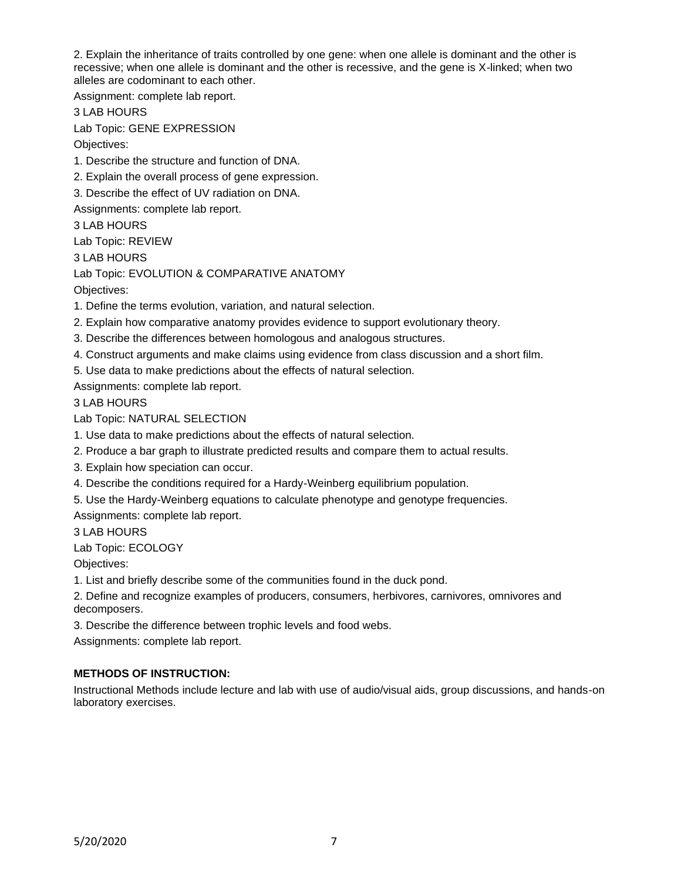2. Explain the inheritance of traits controlled by one gene: when one allele is dominant and the other is recessive; when one allele is dominant and the other is recessive, and the gene is X-linked; when two alleles are codominant to each other.

Assignment: complete lab report.

3 LAB HOURS

Lab Topic: GENE EXPRESSION

Objectives:

1. Describe the structure and function of DNA.
2. Explain the overall process of gene expression.
3. Describe the effect of UV radiation on DNA.

Assignments: complete lab report.

3 LAB HOURS

Lab Topic: REVIEW

3 LAB HOURS

Lab Topic: EVOLUTION & COMPARATIVE ANATOMY

Objectives:

1. Define the terms evolution, variation, and natural selection.
2. Explain how comparative anatomy provides evidence to support evolutionary theory.
3. Describe the differences between homologous and analogous structures.
4. Construct arguments and make claims using evidence from class discussion and a short film.
5. Use data to make predictions about the effects of natural selection.

Assignments: complete lab report.

3 LAB HOURS

Lab Topic: NATURAL SELECTION

1. Use data to make predictions about the effects of natural selection.
2. Produce a bar graph to illustrate predicted results and compare them to actual results.
3. Explain how speciation can occur.
4. Describe the conditions required for a Hardy-Weinberg equilibrium population.
5. Use the Hardy-Weinberg equations to calculate phenotype and genotype frequencies.

Assignments: complete lab report.

3 LAB HOURS

Lab Topic: ECOLOGY

Objectives:

1. List and briefly describe some of the communities found in the duck pond.
2. Define and recognize examples of producers, consumers, herbivores, carnivores, omnivores and decomposers.
3. Describe the difference between trophic levels and food webs.

Assignments: complete lab report.

**METHODS OF INSTRUCTION:**

Instructional Methods include lecture and lab with use of audio/visual aids, group discussions, and hands-on laboratory exercises.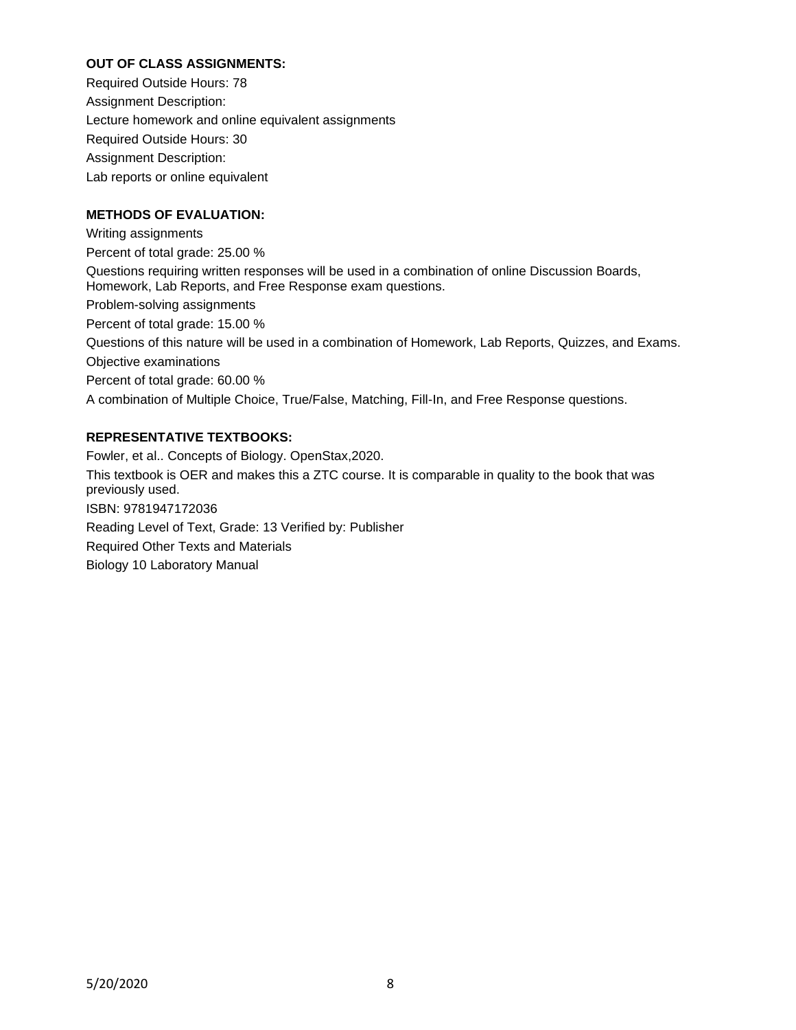**OUT OF CLASS ASSIGNMENTS:**

Required Outside Hours: 78

Assignment Description:

Lecture homework and online equivalent assignments

Required Outside Hours: 30

Assignment Description:

Lab reports or online equivalent

**METHODS OF EVALUATION:**

Writing assignments

Percent of total grade: 25.00 %

Questions requiring written responses will be used in a combination of online Discussion Boards, Homework, Lab Reports, and Free Response exam questions.

Problem-solving assignments

Percent of total grade: 15.00 %

Questions of this nature will be used in a combination of Homework, Lab Reports, Quizzes, and Exams.

Objective examinations

Percent of total grade: 60.00 %

A combination of Multiple Choice, True/False, Matching, Fill-In, and Free Response questions.

**REPRESENTATIVE TEXTBOOKS:**

Fowler, et al.. Concepts of Biology. OpenStax,2020.

This textbook is OER and makes this a ZTC course. It is comparable in quality to the book that was previously used.

ISBN: 9781947172036

Reading Level of Text, Grade: 13 Verified by: Publisher

Required Other Texts and Materials

Biology 10 Laboratory Manual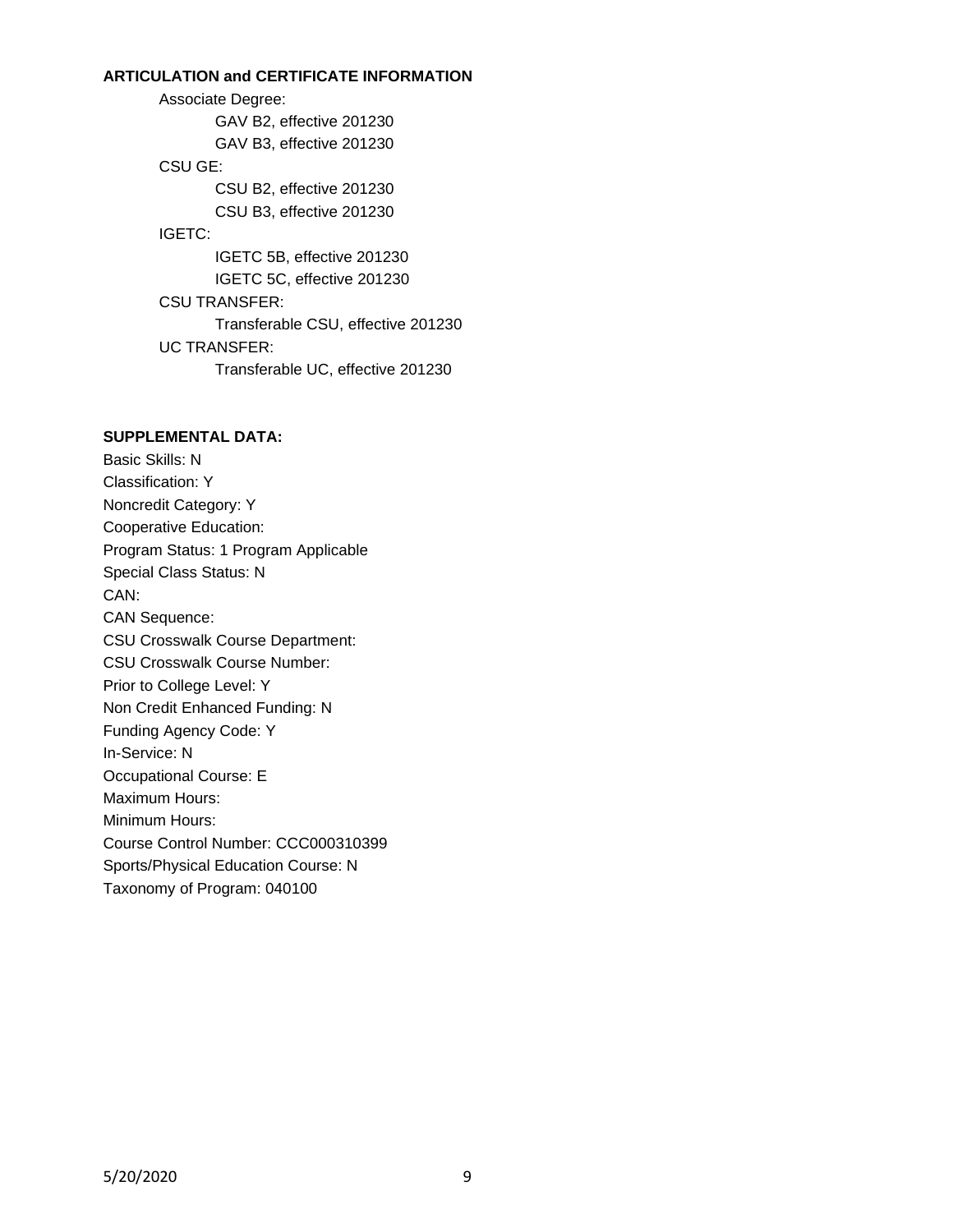**ARTICULATION and CERTIFICATE INFORMATION**

Associate Degree:

GAV B2, effective 201230

GAV B3, effective 201230

CSU GE:

CSU B2, effective 201230

CSU B3, effective 201230

IGETC:

IGETC 5B, effective 201230

IGETC 5C, effective 201230

CSU TRANSFER:

Transferable CSU, effective 201230

UC TRANSFER:

Transferable UC, effective 201230

**SUPPLEMENTAL DATA:**

Basic Skills: N
Classification: Y
Noncredit Category: Y
Cooperative Education:
Program Status: 1 Program Applicable
Special Class Status: N
CAN:
CAN Sequence:
CSU Crosswalk Course Department:
CSU Crosswalk Course Number:
Prior to College Level: Y
Non Credit Enhanced Funding: N
Funding Agency Code: Y
In-Service: N
Occupational Course: E
Maximum Hours:
Minimum Hours:
Course Control Number: CCC000310399
Sports/Physical Education Course: N
Taxonomy of Program: 040100